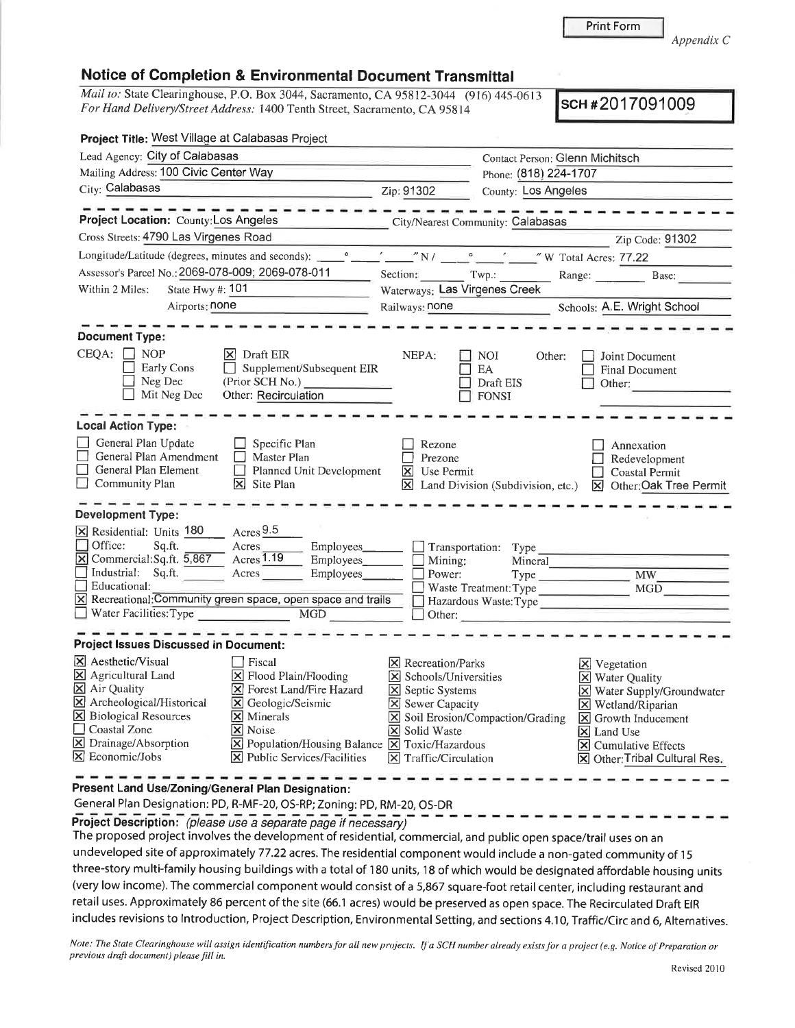Appendix C

# Notice of Completion & Environmental Document Transmittal

*Mail to:* State Clearinghouse, P.O. Box 3044, Sacramento, CA 95812-3044 (916) 445-0613
*For Hand Delivery/Street Address:* 1400 Tenth Street, Sacramento, CA 95814

**SCH #2017091009**

**Project Title:** West Village at Calabasas Project

Lead Agency: City of Calabasas | Contact Person: Glenn Michitsch
Mailing Address: 100 Civic Center Way | Phone: (818) 224-1707
City: Calabasas | Zip: 91302 | County: Los Angeles

---

**Project Location:** County: Los Angeles | City/Nearest Community: Calabasas
Cross Streets: 4790 Las Virgenes Road | Zip Code: 91302
Longitude/Latitude (degrees, minutes and seconds): ___° ___′ ___″ N / ___° ___′ ___″ W | Total Acres: 77.22
Assessor's Parcel No.: 2069-078-009; 2069-078-011 | Section: ___ Twp.: ___ Range: ___ Base: ___
Within 2 Miles: State Hwy #: 101 | Waterways: Las Virgenes Creek
Airports: none | Railways: none | Schools: A.E. Wright School

---

**Document Type:**

CEQA:
- [ ] NOP
- [ ] Early Cons
- [ ] Neg Dec
- [ ] Mit Neg Dec
- [x] Draft EIR
- [ ] Supplement/Subsequent EIR (Prior SCH No.) ______
- Other: Recirculation

NEPA:
- [ ] NOI
- [ ] EA
- [ ] Draft EIS
- [ ] FONSI

Other:
- [ ] Joint Document
- [ ] Final Document
- [ ] Other: ______

---

**Local Action Type:**

- [ ] General Plan Update
- [ ] General Plan Amendment
- [ ] General Plan Element
- [ ] Community Plan
- [ ] Specific Plan
- [ ] Master Plan
- [ ] Planned Unit Development
- [x] Site Plan
- [ ] Rezone
- [ ] Prezone
- [x] Use Permit
- [x] Land Division (Subdivision, etc.)
- [ ] Annexation
- [ ] Redevelopment
- [ ] Coastal Permit
- [x] Other: Oak Tree Permit

---

**Development Type:**

- [x] Residential: Units 180 Acres 9.5
- [ ] Office: Sq.ft. ___ Acres ___ Employees ___
- [x] Commercial: Sq.ft. 5,867 Acres 1.19 Employees ___
- [ ] Industrial: Sq.ft. ___ Acres ___ Employees ___
- [ ] Educational: ___
- [x] Recreational: Community green space, open space and trails
- [ ] Water Facilities: Type ___ MGD ___
- [ ] Transportation: Type ___
- [ ] Mining: Mineral ___
- [ ] Power: Type ___ MW ___
- [ ] Waste Treatment: Type ___ MGD ___
- [ ] Hazardous Waste: Type ___
- [ ] Other: ___

---

**Project Issues Discussed in Document:**

- [x] Aesthetic/Visual
- [x] Agricultural Land
- [x] Air Quality
- [x] Archeological/Historical
- [x] Biological Resources
- [ ] Coastal Zone
- [x] Drainage/Absorption
- [x] Economic/Jobs
- [ ] Fiscal
- [x] Flood Plain/Flooding
- [x] Forest Land/Fire Hazard
- [x] Geologic/Seismic
- [x] Minerals
- [x] Noise
- [x] Population/Housing Balance
- [x] Public Services/Facilities
- [x] Recreation/Parks
- [x] Schools/Universities
- [x] Septic Systems
- [x] Sewer Capacity
- [x] Soil Erosion/Compaction/Grading
- [x] Solid Waste
- [x] Toxic/Hazardous
- [x] Traffic/Circulation
- [x] Vegetation
- [x] Water Quality
- [x] Water Supply/Groundwater
- [x] Wetland/Riparian
- [x] Growth Inducement
- [x] Land Use
- [x] Cumulative Effects
- [x] Other: Tribal Cultural Res.

---

**Present Land Use/Zoning/General Plan Designation:**

General Plan Designation: PD, R-MF-20, OS-RP; Zoning: PD, RM-20, OS-DR

**Project Description:** *(please use a separate page if necessary)*

The proposed project involves the development of residential, commercial, and public open space/trail uses on an undeveloped site of approximately 77.22 acres. The residential component would include a non-gated community of 15 three-story multi-family housing buildings with a total of 180 units, 18 of which would be designated affordable housing units (very low income). The commercial component would consist of a 5,867 square-foot retail center, including restaurant and retail uses. Approximately 86 percent of the site (66.1 acres) would be preserved as open space. The Recirculated Draft EIR includes revisions to Introduction, Project Description, Environmental Setting, and sections 4.10, Traffic/Circ and 6, Alternatives.

*Note: The State Clearinghouse will assign identification numbers for all new projects. If a SCH number already exists for a project (e.g. Notice of Preparation or previous draft document) please fill in.*

Revised 2010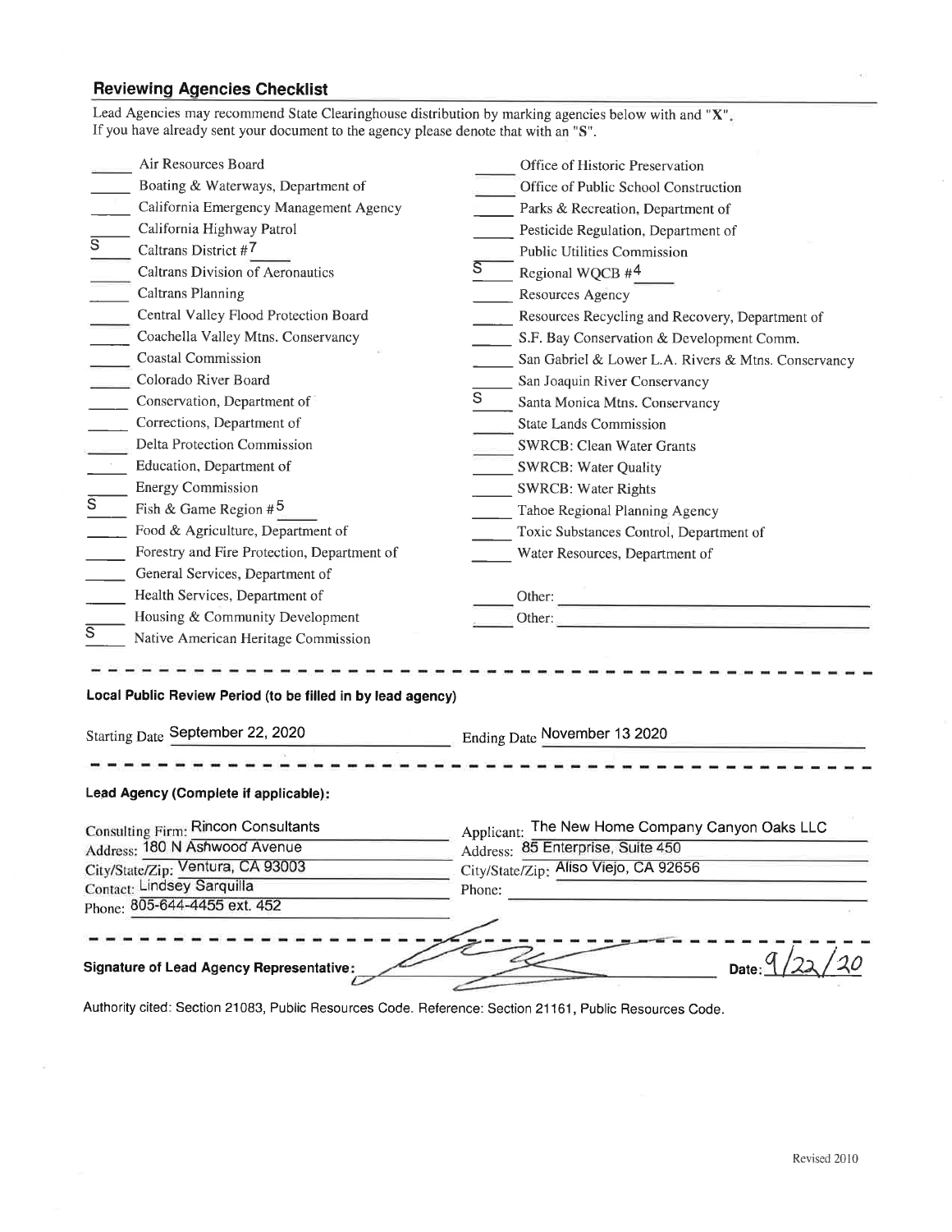## Reviewing Agencies Checklist

Lead Agencies may recommend State Clearinghouse distribution by marking agencies below with and "X".
If you have already sent your document to the agency please denote that with an "S".

| | | | |
|---|---|---|---|
| | Air Resources Board | | Office of Historic Preservation |
| | Boating & Waterways, Department of | | Office of Public School Construction |
| | California Emergency Management Agency | | Parks & Recreation, Department of |
| | California Highway Patrol | | Pesticide Regulation, Department of |
| S | Caltrans District # 7 | | Public Utilities Commission |
| | Caltrans Division of Aeronautics | S | Regional WQCB # 4 |
| | Caltrans Planning | | Resources Agency |
| | Central Valley Flood Protection Board | | Resources Recycling and Recovery, Department of |
| | Coachella Valley Mtns. Conservancy | | S.F. Bay Conservation & Development Comm. |
| | Coastal Commission | | San Gabriel & Lower L.A. Rivers & Mtns. Conservancy |
| | Colorado River Board | | San Joaquin River Conservancy |
| | Conservation, Department of | S | Santa Monica Mtns. Conservancy |
| | Corrections, Department of | | State Lands Commission |
| | Delta Protection Commission | | SWRCB: Clean Water Grants |
| | Education, Department of | | SWRCB: Water Quality |
| | Energy Commission | | SWRCB: Water Rights |
| S | Fish & Game Region # 5 | | Tahoe Regional Planning Agency |
| | Food & Agriculture, Department of | | Toxic Substances Control, Department of |
| | Forestry and Fire Protection, Department of | | Water Resources, Department of |
| | General Services, Department of | | |
| | Health Services, Department of | | Other: |
| | Housing & Community Development | | Other: |
| S | Native American Heritage Commission | | |

---

**Local Public Review Period (to be filled in by lead agency)**

Starting Date September 22, 2020 Ending Date November 13 2020

---

**Lead Agency (Complete if applicable):**

Consulting Firm: Rincon Consultants
Address: 180 N Ashwood Avenue
City/State/Zip: Ventura, CA 93003
Contact: Lindsey Sarquilla
Phone: 805-644-4455 ext. 452

Applicant: The New Home Company Canyon Oaks LLC
Address: 85 Enterprise, Suite 450
City/State/Zip: Aliso Viejo, CA 92656
Phone:

---

**Signature of Lead Agency Representative:** [signature] Date: 9/22/20

Authority cited: Section 21083, Public Resources Code. Reference: Section 21161, Public Resources Code.

Revised 2010